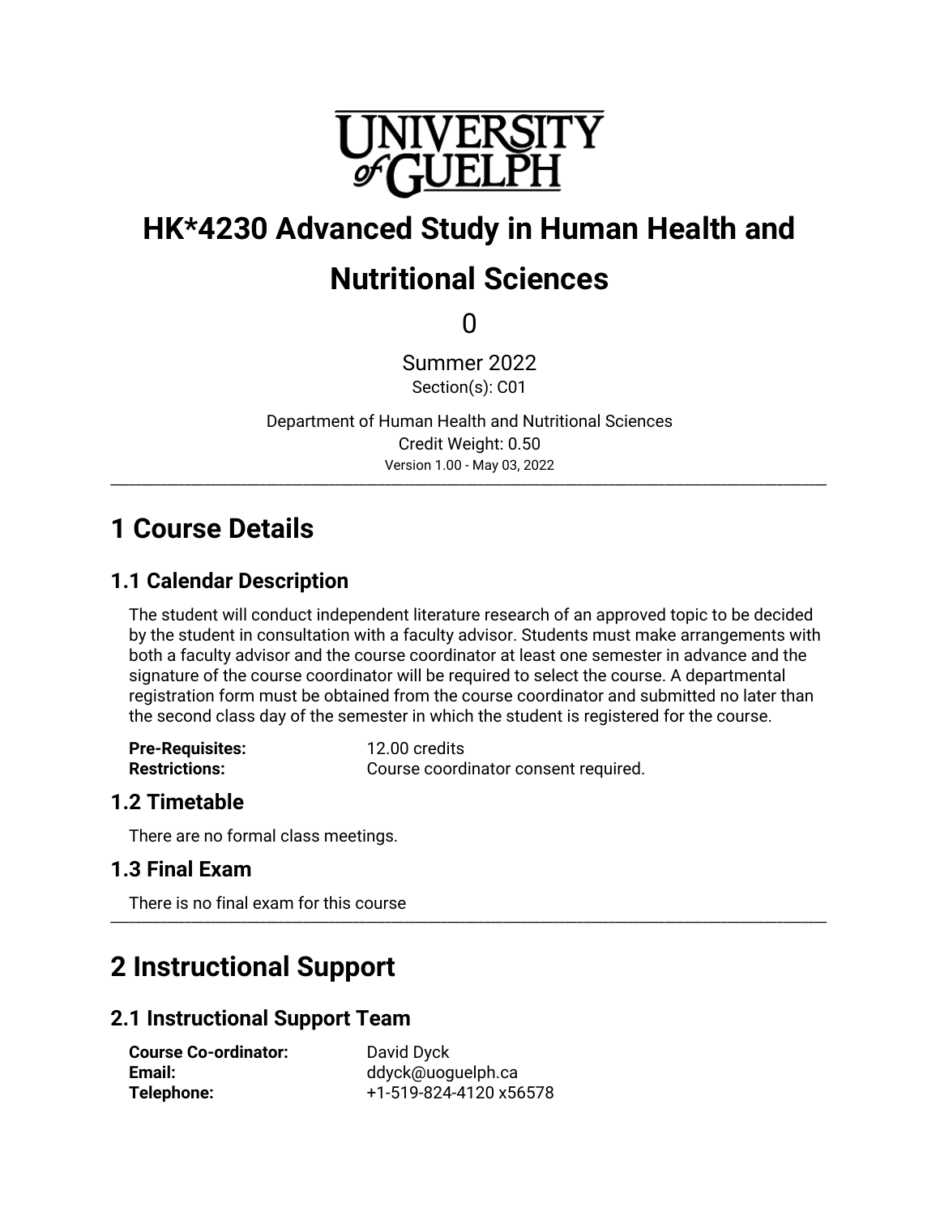# HK*4230 Advanced Study in Human Health and Nutritional Sciences

0

Summer 2022

Section(s): C01

Department of Human Health and Nutritional Sciences

Credit Weight: 0.50

Version 1.00 - May 03, 2022

---

## 1 Course Details

### 1.1 Calendar Description

The student will conduct independent literature research of an approved topic to be decided by the student in consultation with a faculty advisor. Students must make arrangements with both a faculty advisor and the course coordinator at least one semester in advance and the signature of the course coordinator will be required to select the course. A departmental registration form must be obtained from the course coordinator and submitted no later than the second class day of the semester in which the student is registered for the course.

**Pre-Requisites:** 12.00 credits

**Restrictions:** Course coordinator consent required.

### 1.2 Timetable

There are no formal class meetings.

### 1.3 Final Exam

There is no final exam for this course

---

## 2 Instructional Support

### 2.1 Instructional Support Team

**Course Co-ordinator:** David Dyck

**Email:** ddyck@uoguelph.ca

**Telephone:** +1-519-824-4120 x56578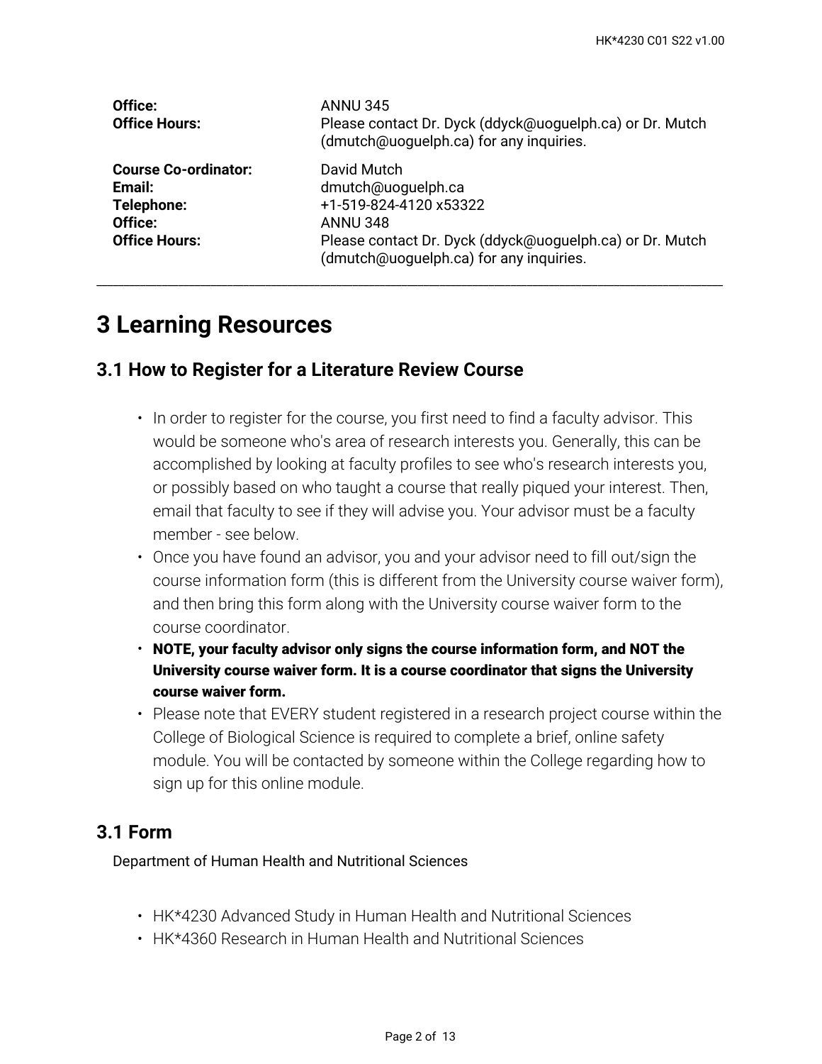| | |
|---|---|
| **Office:** | ANNU 345 |
| **Office Hours:** | Please contact Dr. Dyck (ddyck@uoguelph.ca) or Dr. Mutch (dmutch@uoguelph.ca) for any inquiries. |
| **Course Co-ordinator:** | David Mutch |
| **Email:** | dmutch@uoguelph.ca |
| **Telephone:** | +1-519-824-4120 x53322 |
| **Office:** | ANNU 348 |
| **Office Hours:** | Please contact Dr. Dyck (ddyck@uoguelph.ca) or Dr. Mutch (dmutch@uoguelph.ca) for any inquiries. |

---

# 3 Learning Resources

## 3.1 How to Register for a Literature Review Course

- In order to register for the course, you first need to find a faculty advisor. This would be someone who's area of research interests you. Generally, this can be accomplished by looking at faculty profiles to see who's research interests you, or possibly based on who taught a course that really piqued your interest. Then, email that faculty to see if they will advise you. Your advisor must be a faculty member - see below.
- Once you have found an advisor, you and your advisor need to fill out/sign the course information form (this is different from the University course waiver form), and then bring this form along with the University course waiver form to the course coordinator.
- **NOTE, your faculty advisor only signs the course information form, and NOT the University course waiver form. It is a course coordinator that signs the University course waiver form.**
- Please note that EVERY student registered in a research project course within the College of Biological Science is required to complete a brief, online safety module. You will be contacted by someone within the College regarding how to sign up for this online module.

## 3.1 Form

Department of Human Health and Nutritional Sciences

- HK*4230 Advanced Study in Human Health and Nutritional Sciences
- HK*4360 Research in Human Health and Nutritional Sciences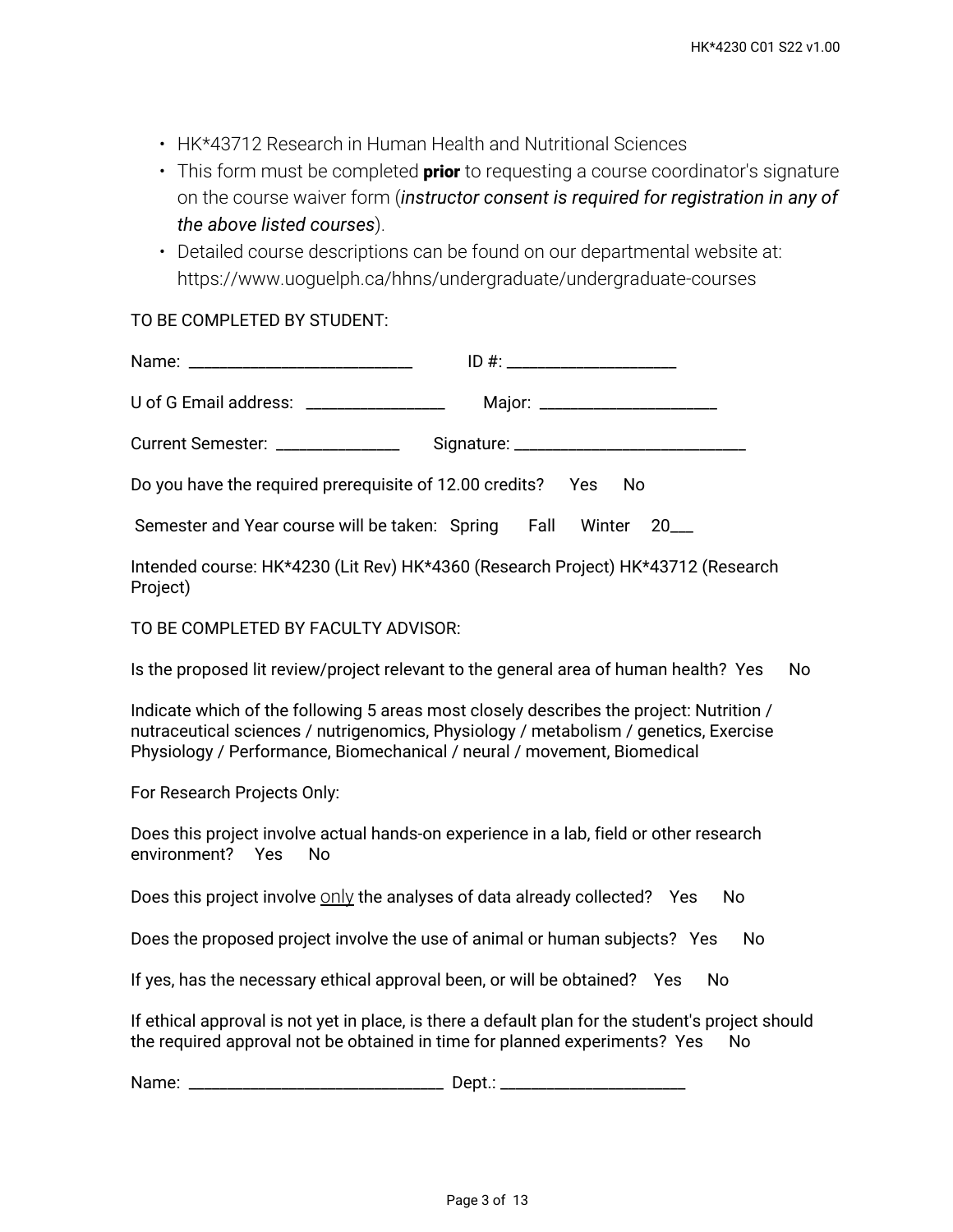- HK*43712 Research in Human Health and Nutritional Sciences
- This form must be completed **prior** to requesting a course coordinator's signature on the course waiver form (*instructor consent is required for registration in any of the above listed courses*).
- Detailed course descriptions can be found on our departmental website at: https://www.uoguelph.ca/hhns/undergraduate/undergraduate-courses

TO BE COMPLETED BY STUDENT:

Name: ___________________________ ID #: ____________________

U of G Email address: _________________ Major: _____________________

Current Semester: _______________ Signature: ____________________________

Do you have the required prerequisite of 12.00 credits? Yes No

Semester and Year course will be taken: Spring Fall Winter 20___

Intended course: HK*4230 (Lit Rev) HK*4360 (Research Project) HK*43712 (Research Project)

TO BE COMPLETED BY FACULTY ADVISOR:

Is the proposed lit review/project relevant to the general area of human health? Yes No

Indicate which of the following 5 areas most closely describes the project: Nutrition / nutraceutical sciences / nutrigenomics, Physiology / metabolism / genetics, Exercise Physiology / Performance, Biomechanical / neural / movement, Biomedical

For Research Projects Only:

Does this project involve actual hands-on experience in a lab, field or other research environment? Yes No

Does this project involve <u>only</u> the analyses of data already collected? Yes No

Does the proposed project involve the use of animal or human subjects? Yes No

If yes, has the necessary ethical approval been, or will be obtained? Yes No

If ethical approval is not yet in place, is there a default plan for the student's project should the required approval not be obtained in time for planned experiments? Yes No

Name: ______________________________ Dept.: ______________________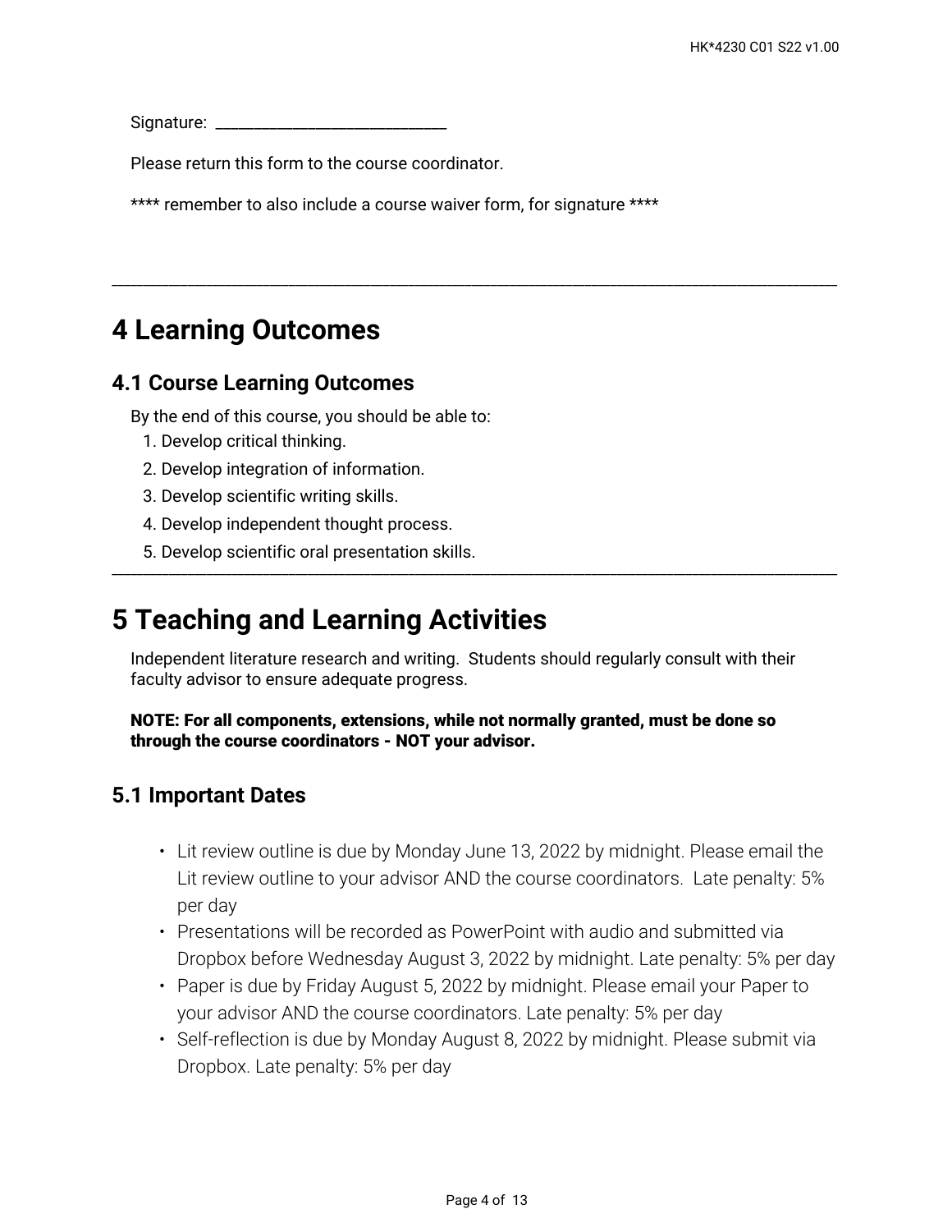Signature: ____________________________

Please return this form to the course coordinator.

**** remember to also include a course waiver form, for signature ****

---

# 4 Learning Outcomes

## 4.1 Course Learning Outcomes

By the end of this course, you should be able to:

1. Develop critical thinking.
2. Develop integration of information.
3. Develop scientific writing skills.
4. Develop independent thought process.
5. Develop scientific oral presentation skills.

---

# 5 Teaching and Learning Activities

Independent literature research and writing. Students should regularly consult with their faculty advisor to ensure adequate progress.

**NOTE: For all components, extensions, while not normally granted, must be done so through the course coordinators - NOT your advisor.**

## 5.1 Important Dates

- Lit review outline is due by Monday June 13, 2022 by midnight. Please email the Lit review outline to your advisor AND the course coordinators. Late penalty: 5% per day
- Presentations will be recorded as PowerPoint with audio and submitted via Dropbox before Wednesday August 3, 2022 by midnight. Late penalty: 5% per day
- Paper is due by Friday August 5, 2022 by midnight. Please email your Paper to your advisor AND the course coordinators. Late penalty: 5% per day
- Self-reflection is due by Monday August 8, 2022 by midnight. Please submit via Dropbox. Late penalty: 5% per day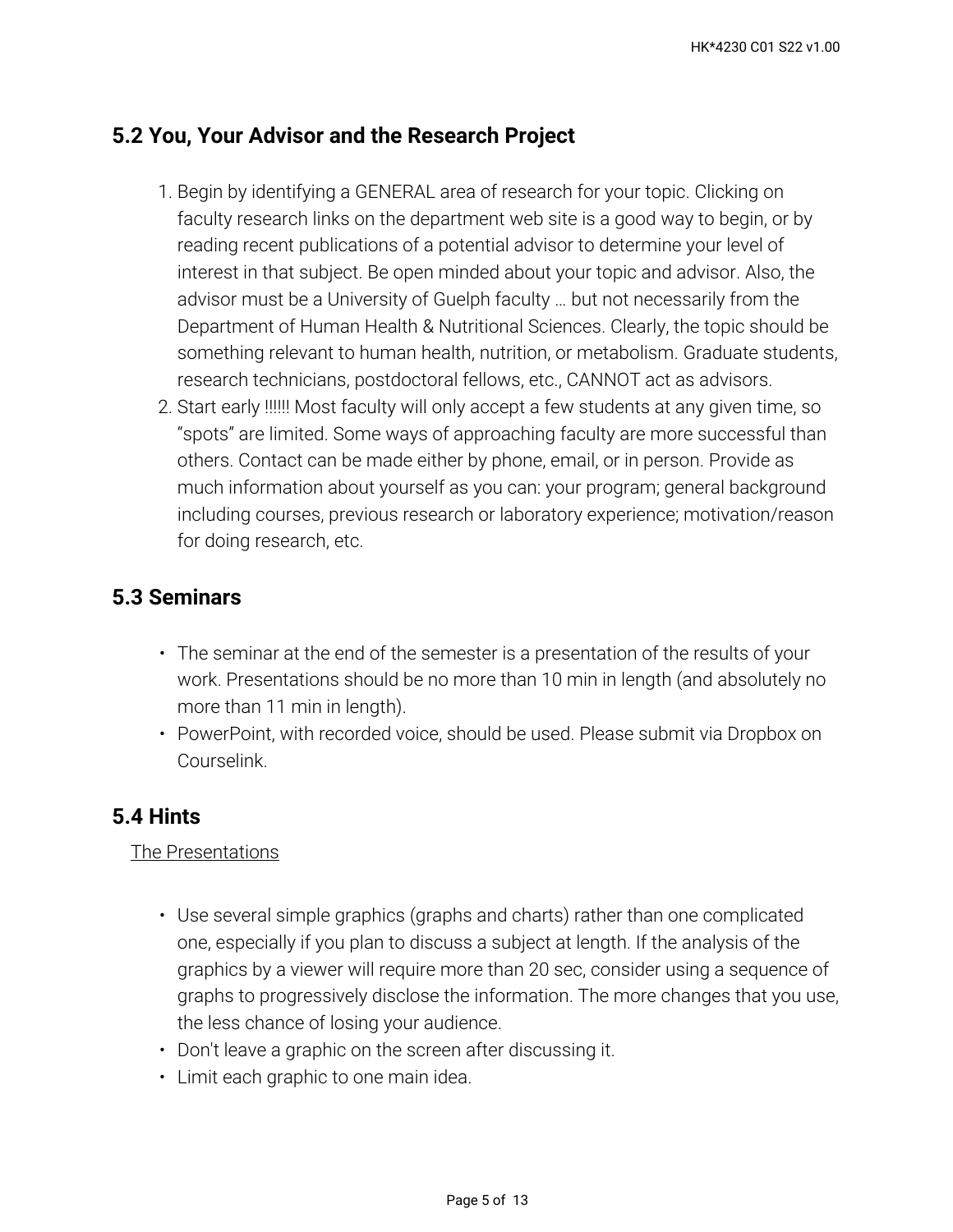## 5.2 You, Your Advisor and the Research Project

1. Begin by identifying a GENERAL area of research for your topic. Clicking on faculty research links on the department web site is a good way to begin, or by reading recent publications of a potential advisor to determine your level of interest in that subject. Be open minded about your topic and advisor. Also, the advisor must be a University of Guelph faculty … but not necessarily from the Department of Human Health & Nutritional Sciences. Clearly, the topic should be something relevant to human health, nutrition, or metabolism. Graduate students, research technicians, postdoctoral fellows, etc., CANNOT act as advisors.
2. Start early !!!!!! Most faculty will only accept a few students at any given time, so "spots" are limited. Some ways of approaching faculty are more successful than others. Contact can be made either by phone, email, or in person. Provide as much information about yourself as you can: your program; general background including courses, previous research or laboratory experience; motivation/reason for doing research, etc.

## 5.3 Seminars

- The seminar at the end of the semester is a presentation of the results of your work. Presentations should be no more than 10 min in length (and absolutely no more than 11 min in length).
- PowerPoint, with recorded voice, should be used. Please submit via Dropbox on Courselink.

## 5.4 Hints

The Presentations

- Use several simple graphics (graphs and charts) rather than one complicated one, especially if you plan to discuss a subject at length. If the analysis of the graphics by a viewer will require more than 20 sec, consider using a sequence of graphs to progressively disclose the information. The more changes that you use, the less chance of losing your audience.
- Don't leave a graphic on the screen after discussing it.
- Limit each graphic to one main idea.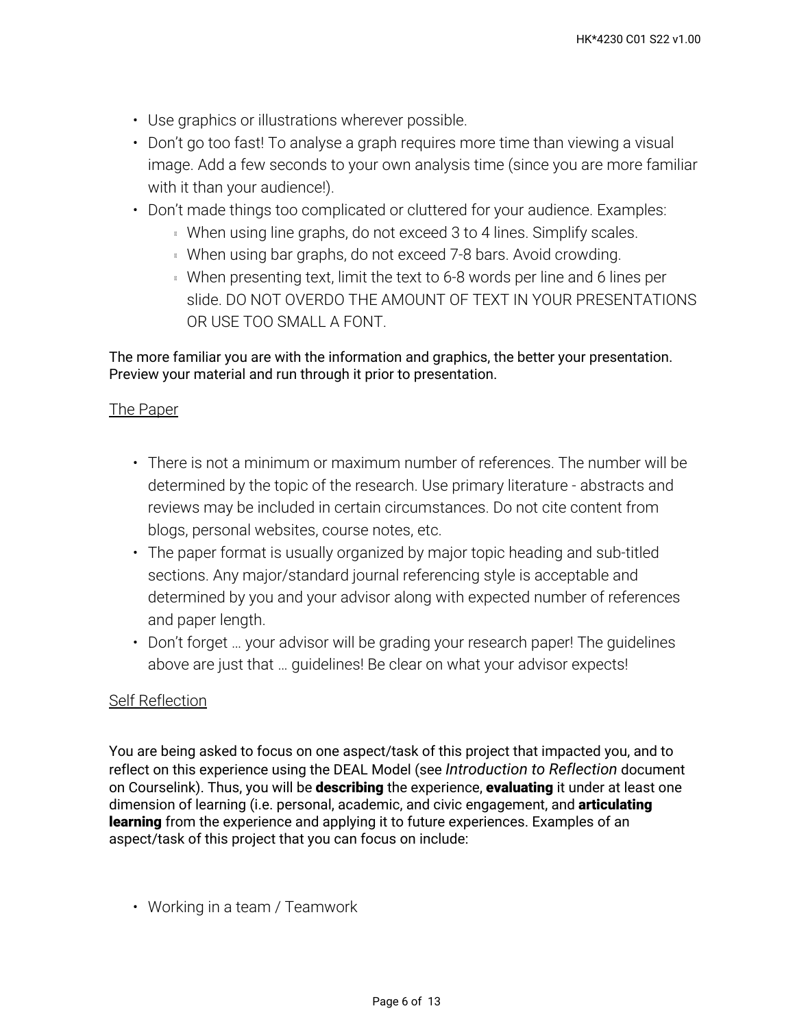- Use graphics or illustrations wherever possible.
- Don't go too fast! To analyse a graph requires more time than viewing a visual image. Add a few seconds to your own analysis time (since you are more familiar with it than your audience!).
- Don't made things too complicated or cluttered for your audience. Examples:
  - When using line graphs, do not exceed 3 to 4 lines. Simplify scales.
  - When using bar graphs, do not exceed 7-8 bars. Avoid crowding.
  - When presenting text, limit the text to 6-8 words per line and 6 lines per slide. DO NOT OVERDO THE AMOUNT OF TEXT IN YOUR PRESENTATIONS OR USE TOO SMALL A FONT.

The more familiar you are with the information and graphics, the better your presentation. Preview your material and run through it prior to presentation.

<u>The Paper</u>

- There is not a minimum or maximum number of references. The number will be determined by the topic of the research. Use primary literature - abstracts and reviews may be included in certain circumstances. Do not cite content from blogs, personal websites, course notes, etc.
- The paper format is usually organized by major topic heading and sub-titled sections. Any major/standard journal referencing style is acceptable and determined by you and your advisor along with expected number of references and paper length.
- Don't forget … your advisor will be grading your research paper! The guidelines above are just that … guidelines! Be clear on what your advisor expects!

<u>Self Reflection</u>

You are being asked to focus on one aspect/task of this project that impacted you, and to reflect on this experience using the DEAL Model (see *Introduction to Reflection* document on Courselink). Thus, you will be **describing** the experience, **evaluating** it under at least one dimension of learning (i.e. personal, academic, and civic engagement, and **articulating learning** from the experience and applying it to future experiences. Examples of an aspect/task of this project that you can focus on include:

- Working in a team / Teamwork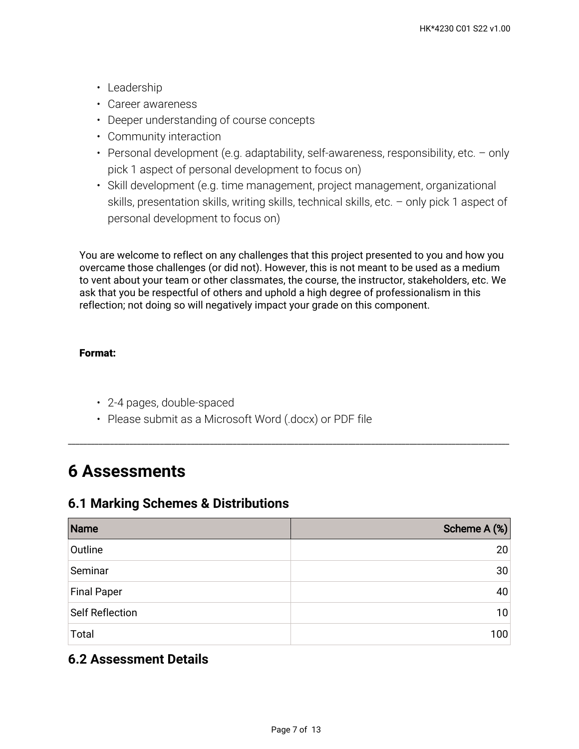- Leadership
- Career awareness
- Deeper understanding of course concepts
- Community interaction
- Personal development (e.g. adaptability, self-awareness, responsibility, etc. – only pick 1 aspect of personal development to focus on)
- Skill development (e.g. time management, project management, organizational skills, presentation skills, writing skills, technical skills, etc. – only pick 1 aspect of personal development to focus on)

You are welcome to reflect on any challenges that this project presented to you and how you overcame those challenges (or did not). However, this is not meant to be used as a medium to vent about your team or other classmates, the course, the instructor, stakeholders, etc. We ask that you be respectful of others and uphold a high degree of professionalism in this reflection; not doing so will negatively impact your grade on this component.

**Format:**

- 2-4 pages, double-spaced
- Please submit as a Microsoft Word (.docx) or PDF file

---

# 6 Assessments

## 6.1 Marking Schemes & Distributions

| Name | Scheme A (%) |
|---|---:|
| Outline | 20 |
| Seminar | 30 |
| Final Paper | 40 |
| Self Reflection | 10 |
| Total | 100 |

## 6.2 Assessment Details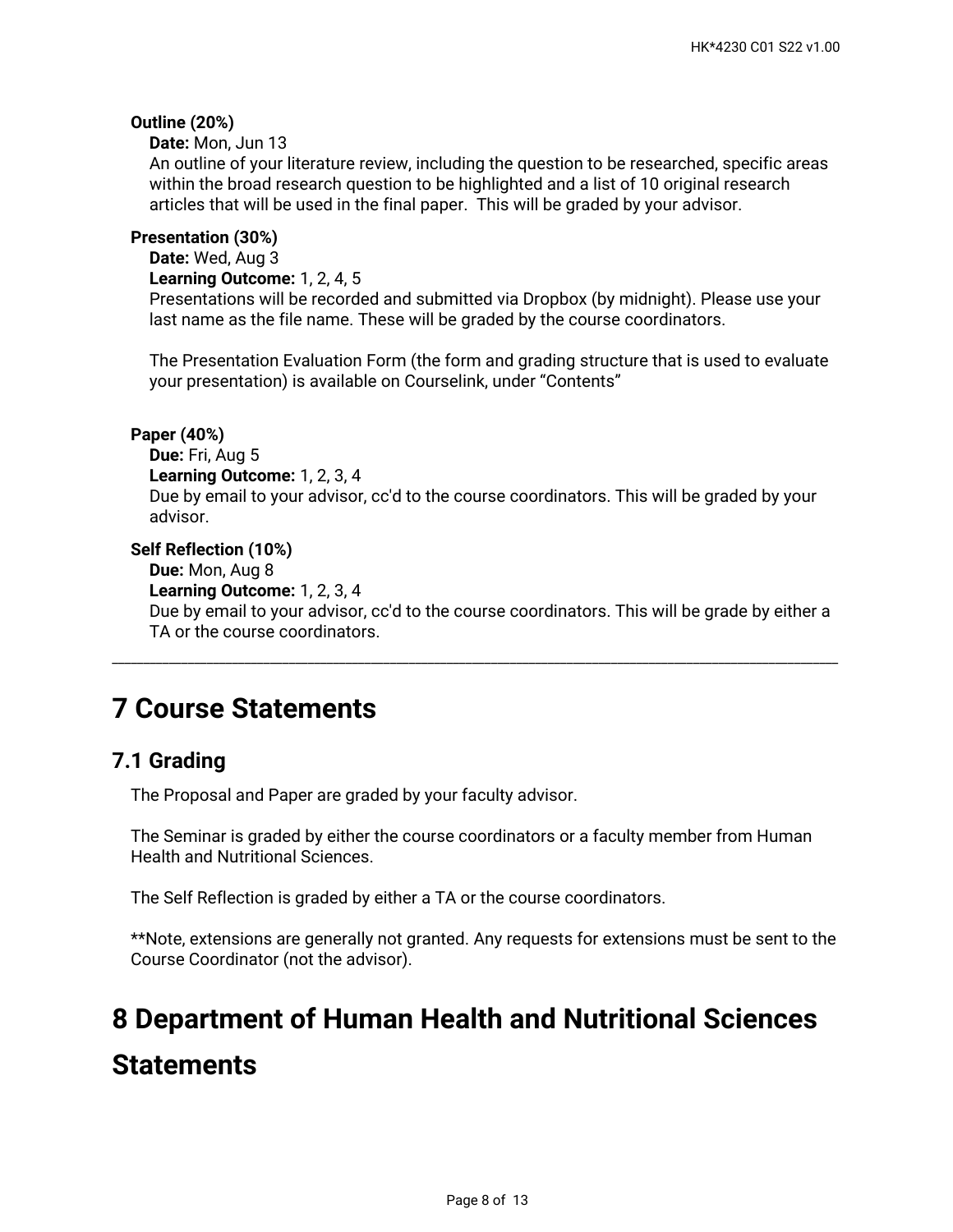**Outline (20%)**

**Date:** Mon, Jun 13

An outline of your literature review, including the question to be researched, specific areas within the broad research question to be highlighted and a list of 10 original research articles that will be used in the final paper. This will be graded by your advisor.

**Presentation (30%)**

**Date:** Wed, Aug 3

**Learning Outcome:** 1, 2, 4, 5

Presentations will be recorded and submitted via Dropbox (by midnight). Please use your last name as the file name. These will be graded by the course coordinators.

The Presentation Evaluation Form (the form and grading structure that is used to evaluate your presentation) is available on Courselink, under "Contents"

**Paper (40%)**

**Due:** Fri, Aug 5

**Learning Outcome:** 1, 2, 3, 4

Due by email to your advisor, cc'd to the course coordinators. This will be graded by your advisor.

**Self Reflection (10%)**

**Due:** Mon, Aug 8

**Learning Outcome:** 1, 2, 3, 4

Due by email to your advisor, cc'd to the course coordinators. This will be grade by either a TA or the course coordinators.

---

# 7 Course Statements

## 7.1 Grading

The Proposal and Paper are graded by your faculty advisor.

The Seminar is graded by either the course coordinators or a faculty member from Human Health and Nutritional Sciences.

The Self Reflection is graded by either a TA or the course coordinators.

**Note, extensions are generally not granted. Any requests for extensions must be sent to the Course Coordinator (not the advisor).

# 8 Department of Human Health and Nutritional Sciences Statements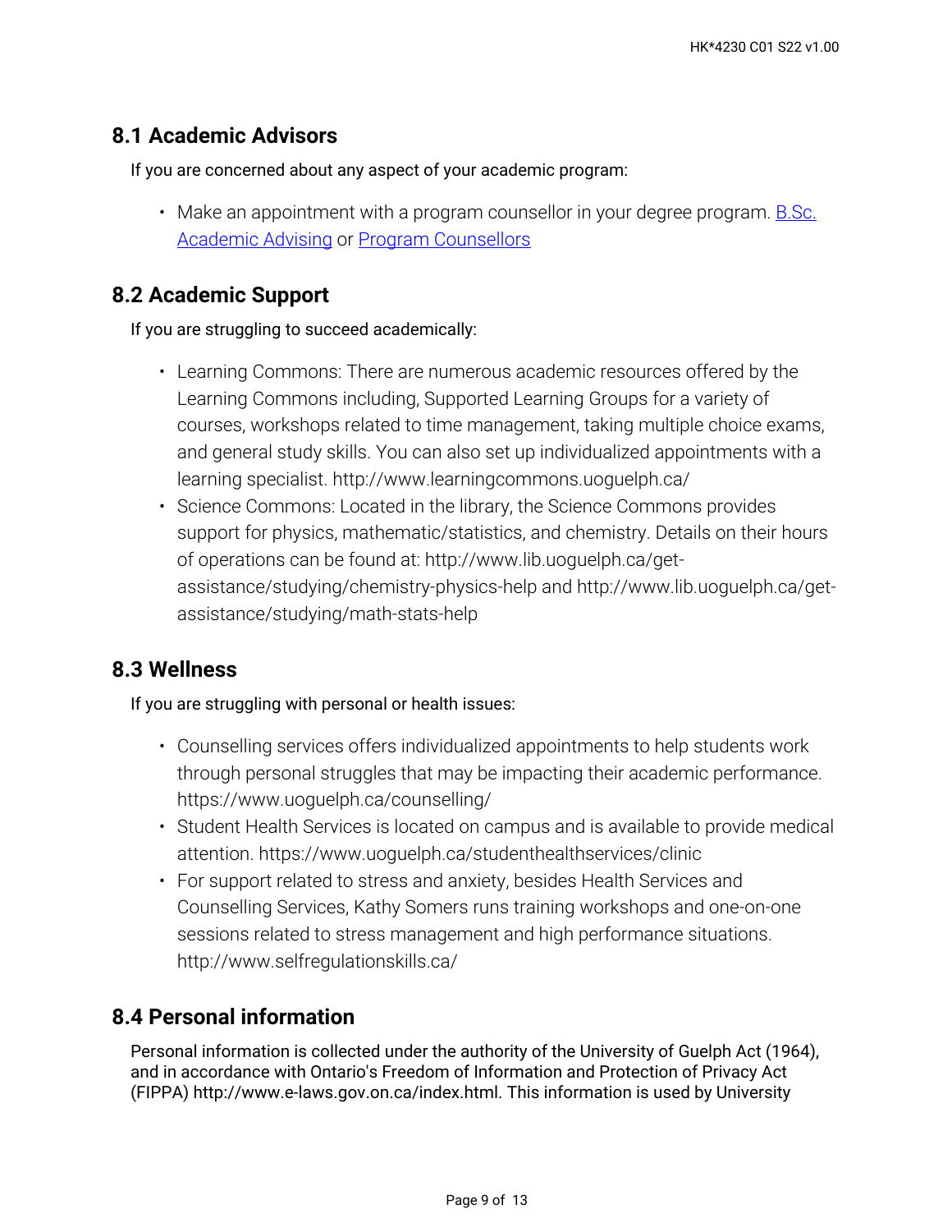## 8.1 Academic Advisors

If you are concerned about any aspect of your academic program:

- Make an appointment with a program counsellor in your degree program. B.Sc. Academic Advising or Program Counsellors

## 8.2 Academic Support

If you are struggling to succeed academically:

- Learning Commons: There are numerous academic resources offered by the Learning Commons including, Supported Learning Groups for a variety of courses, workshops related to time management, taking multiple choice exams, and general study skills. You can also set up individualized appointments with a learning specialist. http://www.learningcommons.uoguelph.ca/
- Science Commons: Located in the library, the Science Commons provides support for physics, mathematic/statistics, and chemistry. Details on their hours of operations can be found at: http://www.lib.uoguelph.ca/get-assistance/studying/chemistry-physics-help and http://www.lib.uoguelph.ca/get-assistance/studying/math-stats-help

## 8.3 Wellness

If you are struggling with personal or health issues:

- Counselling services offers individualized appointments to help students work through personal struggles that may be impacting their academic performance. https://www.uoguelph.ca/counselling/
- Student Health Services is located on campus and is available to provide medical attention. https://www.uoguelph.ca/studenthealthservices/clinic
- For support related to stress and anxiety, besides Health Services and Counselling Services, Kathy Somers runs training workshops and one-on-one sessions related to stress management and high performance situations. http://www.selfregulationskills.ca/

## 8.4 Personal information

Personal information is collected under the authority of the University of Guelph Act (1964), and in accordance with Ontario's Freedom of Information and Protection of Privacy Act (FIPPA) http://www.e-laws.gov.on.ca/index.html. This information is used by University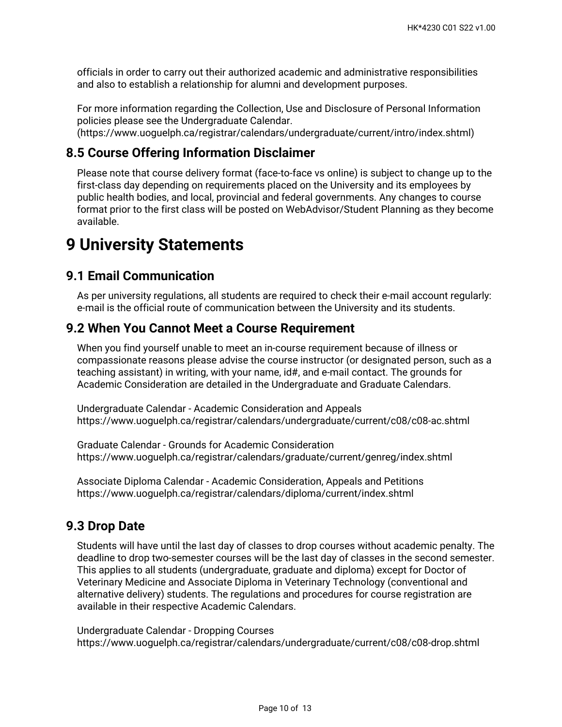officials in order to carry out their authorized academic and administrative responsibilities and also to establish a relationship for alumni and development purposes.

For more information regarding the Collection, Use and Disclosure of Personal Information policies please see the Undergraduate Calendar. (https://www.uoguelph.ca/registrar/calendars/undergraduate/current/intro/index.shtml)

## 8.5 Course Offering Information Disclaimer

Please note that course delivery format (face-to-face vs online) is subject to change up to the first-class day depending on requirements placed on the University and its employees by public health bodies, and local, provincial and federal governments. Any changes to course format prior to the first class will be posted on WebAdvisor/Student Planning as they become available.

# 9 University Statements

## 9.1 Email Communication

As per university regulations, all students are required to check their e-mail account regularly: e-mail is the official route of communication between the University and its students.

## 9.2 When You Cannot Meet a Course Requirement

When you find yourself unable to meet an in-course requirement because of illness or compassionate reasons please advise the course instructor (or designated person, such as a teaching assistant) in writing, with your name, id#, and e-mail contact. The grounds for Academic Consideration are detailed in the Undergraduate and Graduate Calendars.

Undergraduate Calendar - Academic Consideration and Appeals
https://www.uoguelph.ca/registrar/calendars/undergraduate/current/c08/c08-ac.shtml

Graduate Calendar - Grounds for Academic Consideration
https://www.uoguelph.ca/registrar/calendars/graduate/current/genreg/index.shtml

Associate Diploma Calendar - Academic Consideration, Appeals and Petitions
https://www.uoguelph.ca/registrar/calendars/diploma/current/index.shtml

## 9.3 Drop Date

Students will have until the last day of classes to drop courses without academic penalty. The deadline to drop two-semester courses will be the last day of classes in the second semester. This applies to all students (undergraduate, graduate and diploma) except for Doctor of Veterinary Medicine and Associate Diploma in Veterinary Technology (conventional and alternative delivery) students. The regulations and procedures for course registration are available in their respective Academic Calendars.

Undergraduate Calendar - Dropping Courses
https://www.uoguelph.ca/registrar/calendars/undergraduate/current/c08/c08-drop.shtml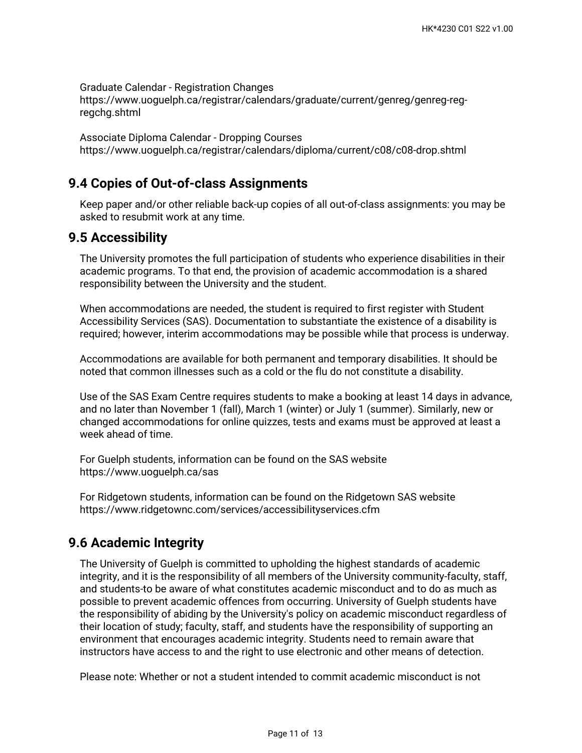Graduate Calendar - Registration Changes
https://www.uoguelph.ca/registrar/calendars/graduate/current/genreg/genreg-reg-regchg.shtml

Associate Diploma Calendar - Dropping Courses
https://www.uoguelph.ca/registrar/calendars/diploma/current/c08/c08-drop.shtml

## 9.4 Copies of Out-of-class Assignments

Keep paper and/or other reliable back-up copies of all out-of-class assignments: you may be asked to resubmit work at any time.

## 9.5 Accessibility

The University promotes the full participation of students who experience disabilities in their academic programs. To that end, the provision of academic accommodation is a shared responsibility between the University and the student.

When accommodations are needed, the student is required to first register with Student Accessibility Services (SAS). Documentation to substantiate the existence of a disability is required; however, interim accommodations may be possible while that process is underway.

Accommodations are available for both permanent and temporary disabilities. It should be noted that common illnesses such as a cold or the flu do not constitute a disability.

Use of the SAS Exam Centre requires students to make a booking at least 14 days in advance, and no later than November 1 (fall), March 1 (winter) or July 1 (summer). Similarly, new or changed accommodations for online quizzes, tests and exams must be approved at least a week ahead of time.

For Guelph students, information can be found on the SAS website
https://www.uoguelph.ca/sas

For Ridgetown students, information can be found on the Ridgetown SAS website
https://www.ridgetownc.com/services/accessibilityservices.cfm

## 9.6 Academic Integrity

The University of Guelph is committed to upholding the highest standards of academic integrity, and it is the responsibility of all members of the University community-faculty, staff, and students-to be aware of what constitutes academic misconduct and to do as much as possible to prevent academic offences from occurring. University of Guelph students have the responsibility of abiding by the University's policy on academic misconduct regardless of their location of study; faculty, staff, and students have the responsibility of supporting an environment that encourages academic integrity. Students need to remain aware that instructors have access to and the right to use electronic and other means of detection.

Please note: Whether or not a student intended to commit academic misconduct is not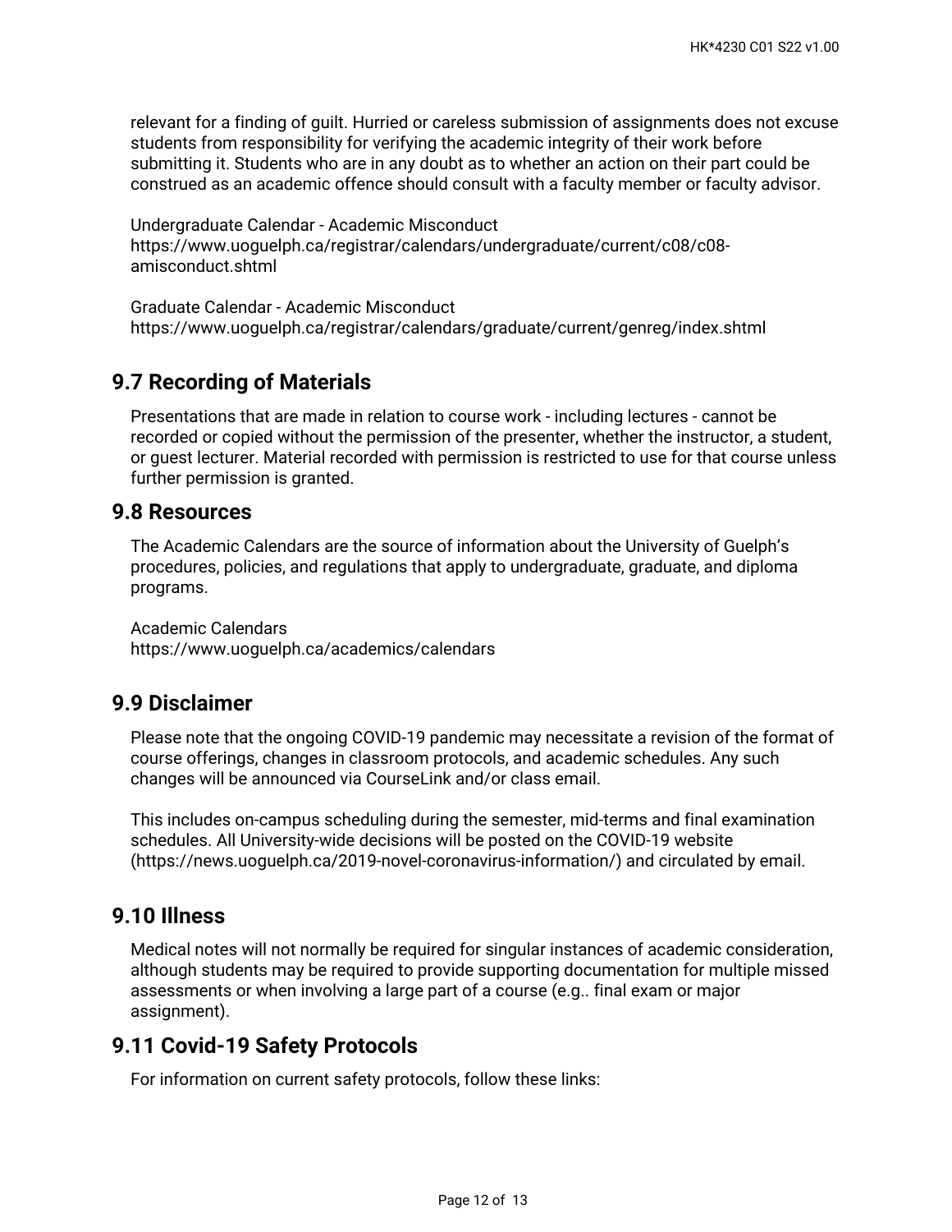relevant for a finding of guilt. Hurried or careless submission of assignments does not excuse students from responsibility for verifying the academic integrity of their work before submitting it. Students who are in any doubt as to whether an action on their part could be construed as an academic offence should consult with a faculty member or faculty advisor.

Undergraduate Calendar - Academic Misconduct
https://www.uoguelph.ca/registrar/calendars/undergraduate/current/c08/c08-amisconduct.shtml

Graduate Calendar - Academic Misconduct
https://www.uoguelph.ca/registrar/calendars/graduate/current/genreg/index.shtml

## 9.7 Recording of Materials

Presentations that are made in relation to course work - including lectures - cannot be recorded or copied without the permission of the presenter, whether the instructor, a student, or guest lecturer. Material recorded with permission is restricted to use for that course unless further permission is granted.

## 9.8 Resources

The Academic Calendars are the source of information about the University of Guelph's procedures, policies, and regulations that apply to undergraduate, graduate, and diploma programs.

Academic Calendars
https://www.uoguelph.ca/academics/calendars

## 9.9 Disclaimer

Please note that the ongoing COVID-19 pandemic may necessitate a revision of the format of course offerings, changes in classroom protocols, and academic schedules. Any such changes will be announced via CourseLink and/or class email.

This includes on-campus scheduling during the semester, mid-terms and final examination schedules. All University-wide decisions will be posted on the COVID-19 website (https://news.uoguelph.ca/2019-novel-coronavirus-information/) and circulated by email.

## 9.10 Illness

Medical notes will not normally be required for singular instances of academic consideration, although students may be required to provide supporting documentation for multiple missed assessments or when involving a large part of a course (e.g.. final exam or major assignment).

## 9.11 Covid-19 Safety Protocols

For information on current safety protocols, follow these links: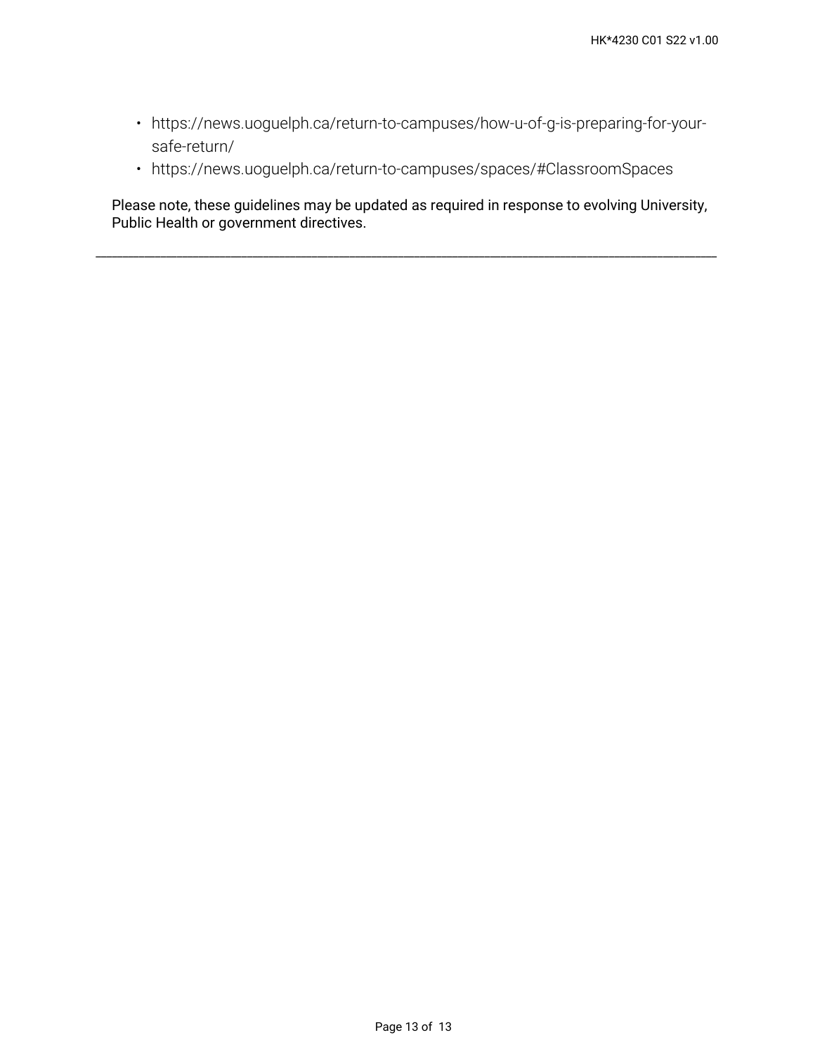- https://news.uoguelph.ca/return-to-campuses/how-u-of-g-is-preparing-for-your-safe-return/
- https://news.uoguelph.ca/return-to-campuses/spaces/#ClassroomSpaces

Please note, these guidelines may be updated as required in response to evolving University, Public Health or government directives.

---